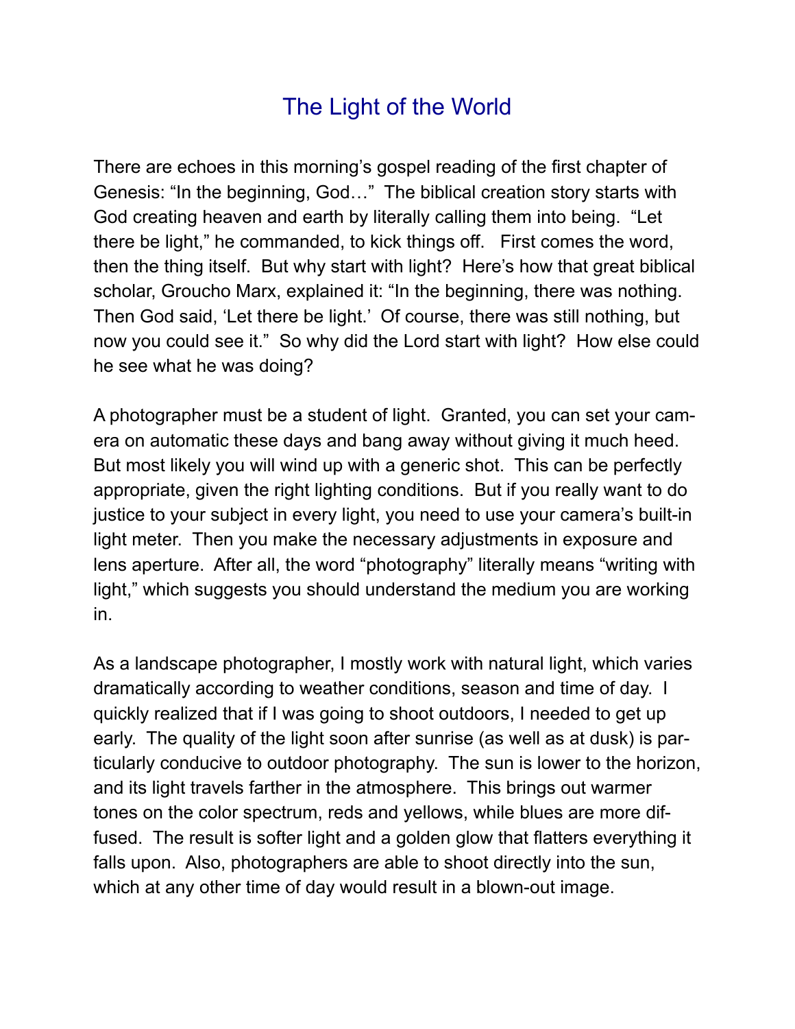# The Light of the World

There are echoes in this morning's gospel reading of the first chapter of Genesis: "In the beginning, God…" The biblical creation story starts with God creating heaven and earth by literally calling them into being. "Let there be light," he commanded, to kick things off. First comes the word, then the thing itself. But why start with light? Here's how that great biblical scholar, Groucho Marx, explained it: "In the beginning, there was nothing. Then God said, 'Let there be light.' Of course, there was still nothing, but now you could see it." So why did the Lord start with light? How else could he see what he was doing?

A photographer must be a student of light. Granted, you can set your camera on automatic these days and bang away without giving it much heed. But most likely you will wind up with a generic shot. This can be perfectly appropriate, given the right lighting conditions. But if you really want to do justice to your subject in every light, you need to use your camera's built-in light meter. Then you make the necessary adjustments in exposure and lens aperture. After all, the word "photography" literally means "writing with light," which suggests you should understand the medium you are working in.

As a landscape photographer, I mostly work with natural light, which varies dramatically according to weather conditions, season and time of day. I quickly realized that if I was going to shoot outdoors, I needed to get up early. The quality of the light soon after sunrise (as well as at dusk) is particularly conducive to outdoor photography. The sun is lower to the horizon, and its light travels farther in the atmosphere. This brings out warmer tones on the color spectrum, reds and yellows, while blues are more diffused. The result is softer light and a golden glow that flatters everything it falls upon. Also, photographers are able to shoot directly into the sun, which at any other time of day would result in a blown-out image.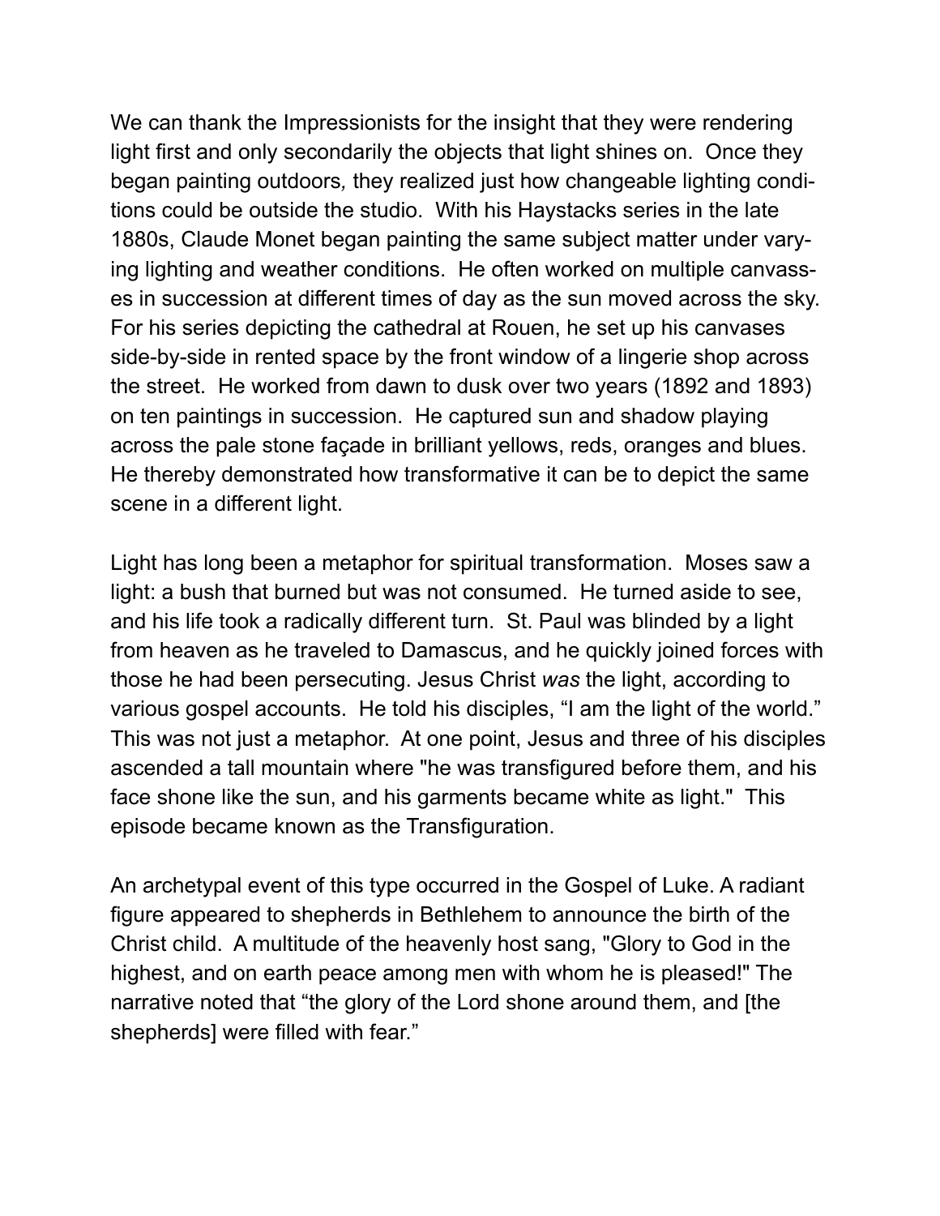We can thank the Impressionists for the insight that they were rendering light first and only secondarily the objects that light shines on. Once they began painting outdoors*,* they realized just how changeable lighting conditions could be outside the studio. With his Haystacks series in the late 1880s, Claude Monet began painting the same subject matter under varying lighting and weather conditions. He often worked on multiple canvasses in succession at different times of day as the sun moved across the sky. For his series depicting the cathedral at Rouen, he set up his canvases side-by-side in rented space by the front window of a lingerie shop across the street. He worked from dawn to dusk over two years (1892 and 1893) on ten paintings in succession. He captured sun and shadow playing across the pale stone façade in brilliant yellows, reds, oranges and blues. He thereby demonstrated how transformative it can be to depict the same scene in a different light.

Light has long been a metaphor for spiritual transformation. Moses saw a light: a bush that burned but was not consumed. He turned aside to see, and his life took a radically different turn. St. Paul was blinded by a light from heaven as he traveled to Damascus, and he quickly joined forces with those he had been persecuting. Jesus Christ *was* the light, according to various gospel accounts. He told his disciples, "I am the light of the world." This was not just a metaphor. At one point, Jesus and three of his disciples ascended a tall mountain where "he was transfigured before them, and his face shone like the sun, and his garments became white as light." This episode became known as the Transfiguration.

An archetypal event of this type occurred in the Gospel of Luke. A radiant figure appeared to shepherds in Bethlehem to announce the birth of the Christ child. A multitude of the heavenly host sang, "Glory to God in the highest, and on earth peace among men with whom he is pleased!" The narrative noted that "the glory of the Lord shone around them, and [the shepherds] were filled with fear."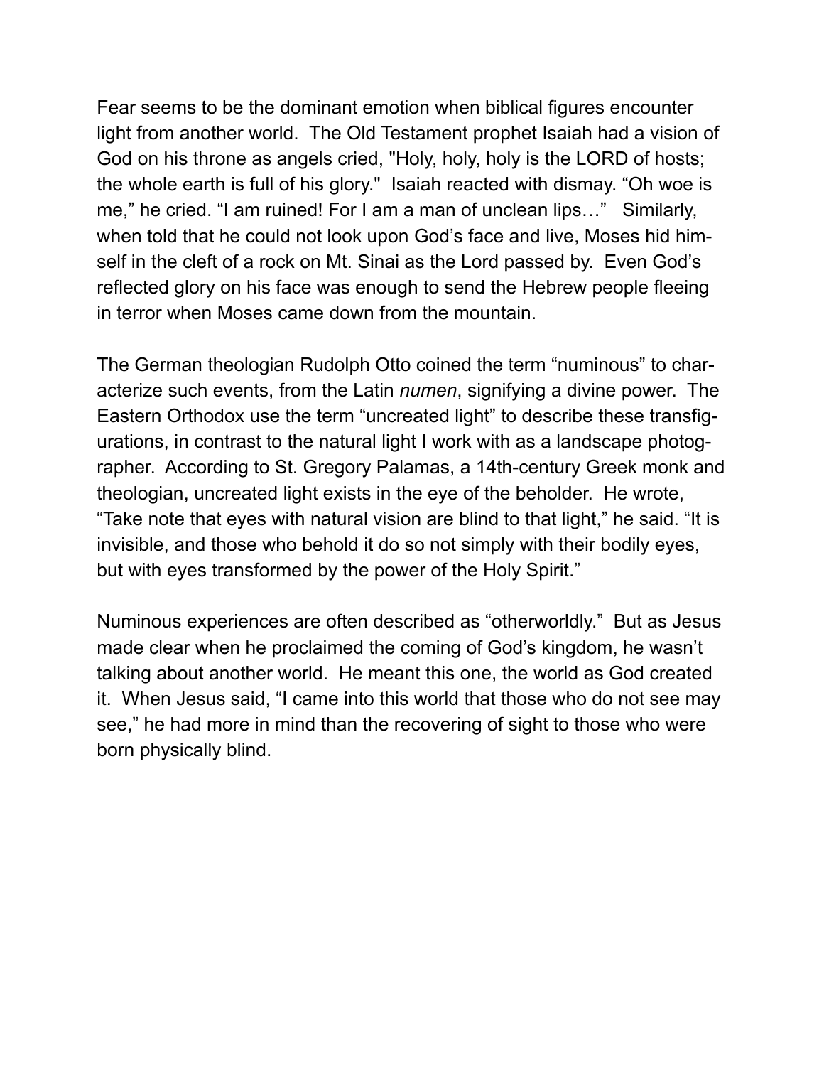Fear seems to be the dominant emotion when biblical figures encounter light from another world. The Old Testament prophet Isaiah had a vision of God on his throne as angels cried, "Holy, holy, holy is the LORD of hosts; the whole earth is full of his glory." Isaiah reacted with dismay. “Oh woe is me,” he cried. “I am ruined! For I am a man of unclean lips…” Similarly, when told that he could not look upon God’s face and live, Moses hid himself in the cleft of a rock on Mt. Sinai as the Lord passed by. Even God’s reflected glory on his face was enough to send the Hebrew people fleeing in terror when Moses came down from the mountain.

The German theologian Rudolph Otto coined the term “numinous” to characterize such events, from the Latin *numen*, signifying a divine power. The Eastern Orthodox use the term “uncreated light” to describe these transfigurations, in contrast to the natural light I work with as a landscape photographer. According to St. Gregory Palamas, a 14th-century Greek monk and theologian, uncreated light exists in the eye of the beholder. He wrote, “Take note that eyes with natural vision are blind to that light,” he said. “It is invisible, and those who behold it do so not simply with their bodily eyes, but with eyes transformed by the power of the Holy Spirit.”

Numinous experiences are often described as “otherworldly.” But as Jesus made clear when he proclaimed the coming of God’s kingdom, he wasn’t talking about another world. He meant this one, the world as God created it. When Jesus said, “I came into this world that those who do not see may see,” he had more in mind than the recovering of sight to those who were born physically blind.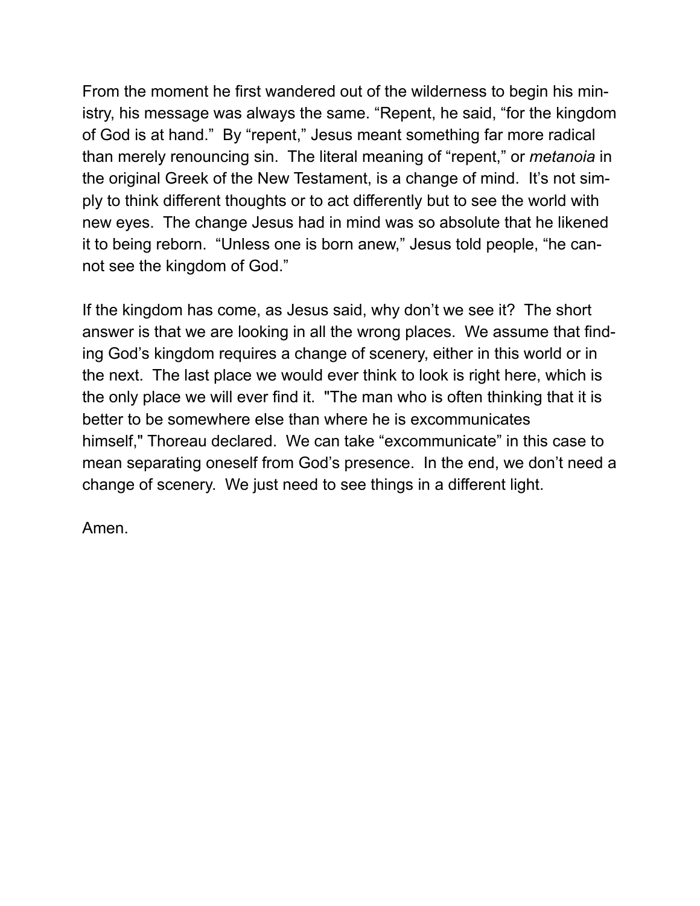From the moment he first wandered out of the wilderness to begin his ministry, his message was always the same. “Repent, he said, “for the kingdom of God is at hand.” By “repent,” Jesus meant something far more radical than merely renouncing sin. The literal meaning of “repent,” or *metanoia* in the original Greek of the New Testament, is a change of mind. It’s not simply to think different thoughts or to act differently but to see the world with new eyes. The change Jesus had in mind was so absolute that he likened it to being reborn. “Unless one is born anew,” Jesus told people, “he cannot see the kingdom of God.”

If the kingdom has come, as Jesus said, why don’t we see it? The short answer is that we are looking in all the wrong places. We assume that finding God’s kingdom requires a change of scenery, either in this world or in the next. The last place we would ever think to look is right here, which is the only place we will ever find it. "The man who is often thinking that it is better to be somewhere else than where he is excommunicates himself," Thoreau declared. We can take “excommunicate” in this case to mean separating oneself from God’s presence. In the end, we don’t need a change of scenery. We just need to see things in a different light.

Amen.